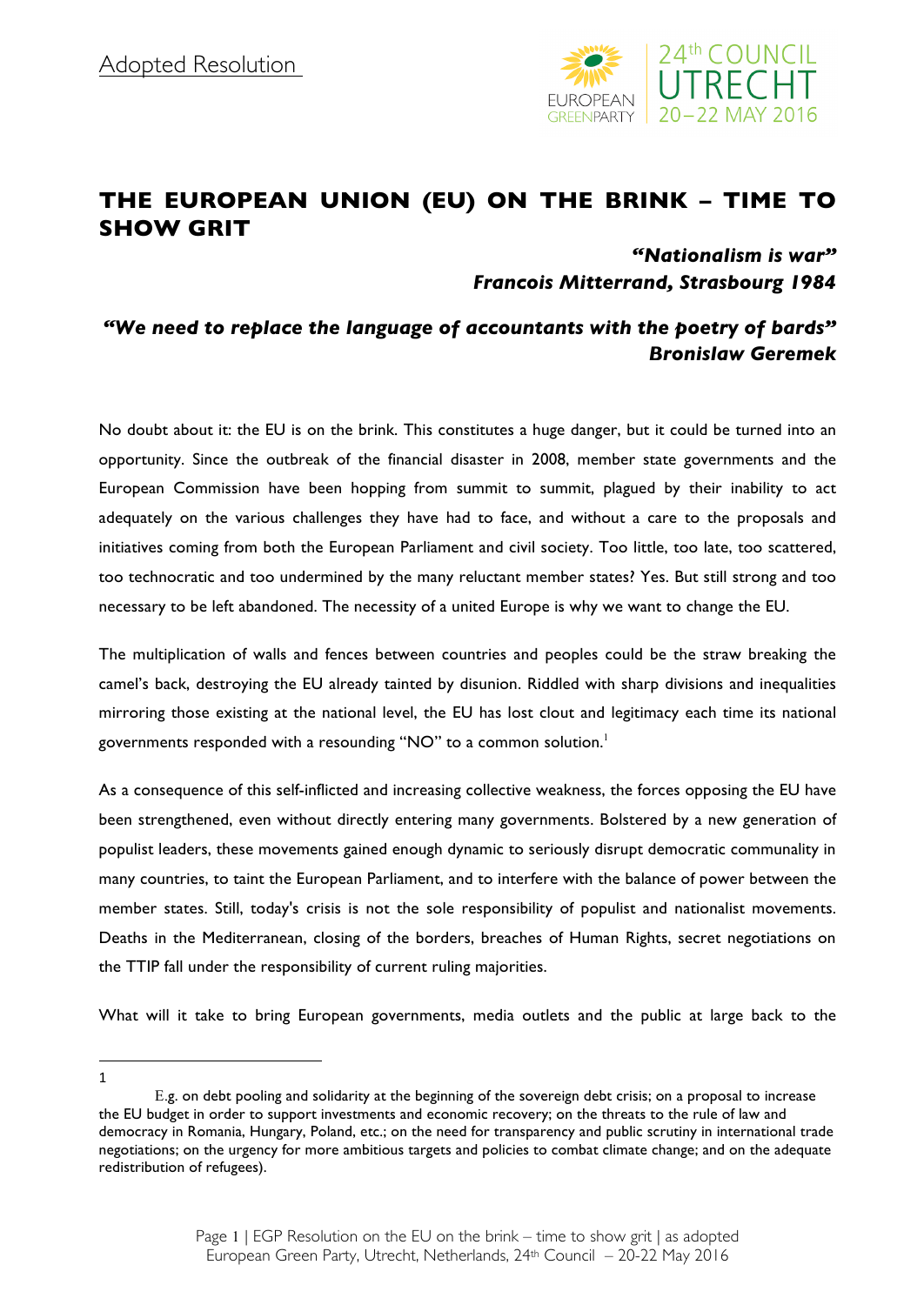Adopted Resolution

# THE EUROPEAN UNION (EU) ON THE BRINK – TIME TO SHOW GRIT

***"Nationalism is war"***
***Francois Mitterrand, Strasbourg 1984***

***"We need to replace the language of accountants with the poetry of bards"***
***Bronislaw Geremek***

No doubt about it: the EU is on the brink. This constitutes a huge danger, but it could be turned into an opportunity. Since the outbreak of the financial disaster in 2008, member state governments and the European Commission have been hopping from summit to summit, plagued by their inability to act adequately on the various challenges they have had to face, and without a care to the proposals and initiatives coming from both the European Parliament and civil society. Too little, too late, too scattered, too technocratic and too undermined by the many reluctant member states? Yes. But still strong and too necessary to be left abandoned. The necessity of a united Europe is why we want to change the EU.

The multiplication of walls and fences between countries and peoples could be the straw breaking the camel's back, destroying the EU already tainted by disunion. Riddled with sharp divisions and inequalities mirroring those existing at the national level, the EU has lost clout and legitimacy each time its national governments responded with a resounding "NO" to a common solution.[1]

As a consequence of this self-inflicted and increasing collective weakness, the forces opposing the EU have been strengthened, even without directly entering many governments. Bolstered by a new generation of populist leaders, these movements gained enough dynamic to seriously disrupt democratic communality in many countries, to taint the European Parliament, and to interfere with the balance of power between the member states. Still, today's crisis is not the sole responsibility of populist and nationalist movements. Deaths in the Mediterranean, closing of the borders, breaches of Human Rights, secret negotiations on the TTIP fall under the responsibility of current ruling majorities.

What will it take to bring European governments, media outlets and the public at large back to the

---

[1] E.g. on debt pooling and solidarity at the beginning of the sovereign debt crisis; on a proposal to increase the EU budget in order to support investments and economic recovery; on the threats to the rule of law and democracy in Romania, Hungary, Poland, etc.; on the need for transparency and public scrutiny in international trade negotiations; on the urgency for more ambitious targets and policies to combat climate change; and on the adequate redistribution of refugees).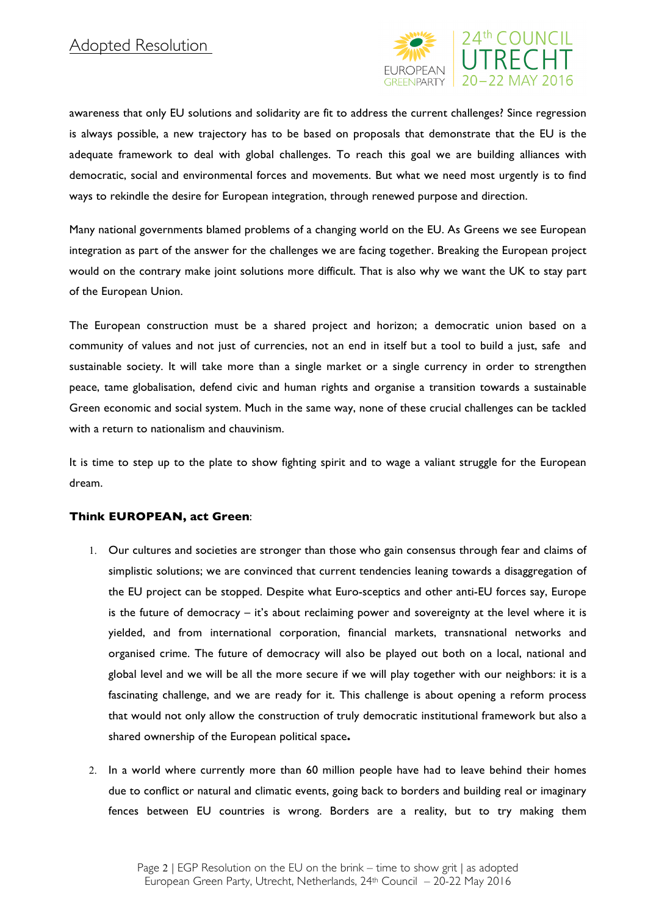awareness that only EU solutions and solidarity are fit to address the current challenges? Since regression is always possible, a new trajectory has to be based on proposals that demonstrate that the EU is the adequate framework to deal with global challenges. To reach this goal we are building alliances with democratic, social and environmental forces and movements. But what we need most urgently is to find ways to rekindle the desire for European integration, through renewed purpose and direction.

Many national governments blamed problems of a changing world on the EU. As Greens we see European integration as part of the answer for the challenges we are facing together. Breaking the European project would on the contrary make joint solutions more difficult. That is also why we want the UK to stay part of the European Union.

The European construction must be a shared project and horizon; a democratic union based on a community of values and not just of currencies, not an end in itself but a tool to build a just, safe and sustainable society. It will take more than a single market or a single currency in order to strengthen peace, tame globalisation, defend civic and human rights and organise a transition towards a sustainable Green economic and social system. Much in the same way, none of these crucial challenges can be tackled with a return to nationalism and chauvinism.

It is time to step up to the plate to show fighting spirit and to wage a valiant struggle for the European dream.

**Think EUROPEAN, act Green**:

1. Our cultures and societies are stronger than those who gain consensus through fear and claims of simplistic solutions; we are convinced that current tendencies leaning towards a disaggregation of the EU project can be stopped. Despite what Euro-sceptics and other anti-EU forces say, Europe is the future of democracy – it's about reclaiming power and sovereignty at the level where it is yielded, and from international corporation, financial markets, transnational networks and organised crime. The future of democracy will also be played out both on a local, national and global level and we will be all the more secure if we will play together with our neighbors: it is a fascinating challenge, and we are ready for it. This challenge is about opening a reform process that would not only allow the construction of truly democratic institutional framework but also a shared ownership of the European political space**.**

2. In a world where currently more than 60 million people have had to leave behind their homes due to conflict or natural and climatic events, going back to borders and building real or imaginary fences between EU countries is wrong. Borders are a reality, but to try making them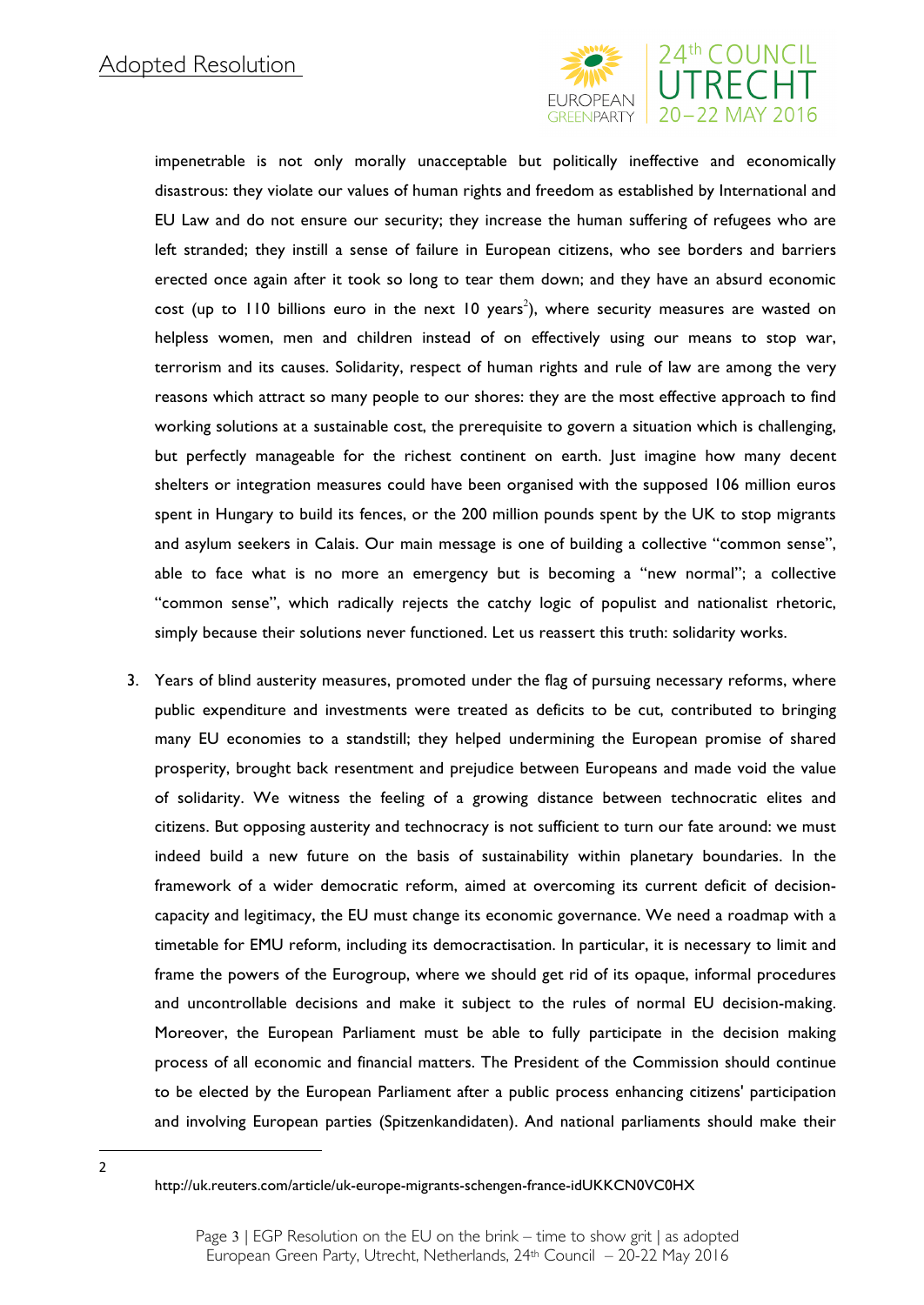impenetrable is not only morally unacceptable but politically ineffective and economically disastrous: they violate our values of human rights and freedom as established by International and EU Law and do not ensure our security; they increase the human suffering of refugees who are left stranded; they instill a sense of failure in European citizens, who see borders and barriers erected once again after it took so long to tear them down; and they have an absurd economic cost (up to 110 billions euro in the next 10 years[2]), where security measures are wasted on helpless women, men and children instead of on effectively using our means to stop war, terrorism and its causes. Solidarity, respect of human rights and rule of law are among the very reasons which attract so many people to our shores: they are the most effective approach to find working solutions at a sustainable cost, the prerequisite to govern a situation which is challenging, but perfectly manageable for the richest continent on earth. Just imagine how many decent shelters or integration measures could have been organised with the supposed 106 million euros spent in Hungary to build its fences, or the 200 million pounds spent by the UK to stop migrants and asylum seekers in Calais. Our main message is one of building a collective "common sense", able to face what is no more an emergency but is becoming a "new normal"; a collective "common sense", which radically rejects the catchy logic of populist and nationalist rhetoric, simply because their solutions never functioned. Let us reassert this truth: solidarity works.

3. Years of blind austerity measures, promoted under the flag of pursuing necessary reforms, where public expenditure and investments were treated as deficits to be cut, contributed to bringing many EU economies to a standstill; they helped undermining the European promise of shared prosperity, brought back resentment and prejudice between Europeans and made void the value of solidarity. We witness the feeling of a growing distance between technocratic elites and citizens. But opposing austerity and technocracy is not sufficient to turn our fate around: we must indeed build a new future on the basis of sustainability within planetary boundaries. In the framework of a wider democratic reform, aimed at overcoming its current deficit of decision-capacity and legitimacy, the EU must change its economic governance. We need a roadmap with a timetable for EMU reform, including its democractisation. In particular, it is necessary to limit and frame the powers of the Eurogroup, where we should get rid of its opaque, informal procedures and uncontrollable decisions and make it subject to the rules of normal EU decision-making. Moreover, the European Parliament must be able to fully participate in the decision making process of all economic and financial matters. The President of the Commission should continue to be elected by the European Parliament after a public process enhancing citizens' participation and involving European parties (Spitzenkandidaten). And national parliaments should make their

---

[2] http://uk.reuters.com/article/uk-europe-migrants-schengen-france-idUKKCN0VC0HX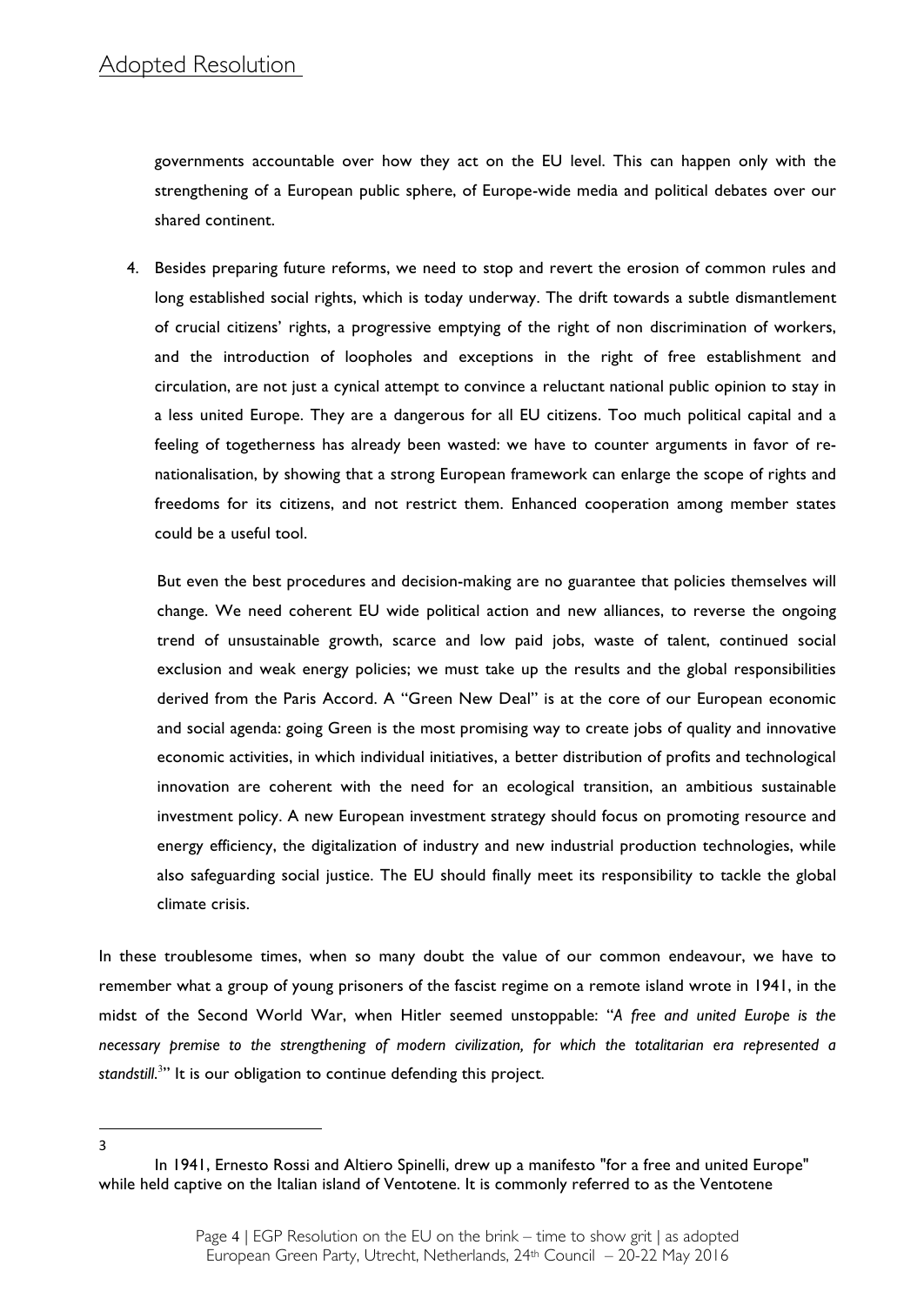governments accountable over how they act on the EU level. This can happen only with the strengthening of a European public sphere, of Europe-wide media and political debates over our shared continent.

4. Besides preparing future reforms, we need to stop and revert the erosion of common rules and long established social rights, which is today underway. The drift towards a subtle dismantlement of crucial citizens' rights, a progressive emptying of the right of non discrimination of workers, and the introduction of loopholes and exceptions in the right of free establishment and circulation, are not just a cynical attempt to convince a reluctant national public opinion to stay in a less united Europe. They are a dangerous for all EU citizens. Too much political capital and a feeling of togetherness has already been wasted: we have to counter arguments in favor of re-nationalisation, by showing that a strong European framework can enlarge the scope of rights and freedoms for its citizens, and not restrict them. Enhanced cooperation among member states could be a useful tool.

   But even the best procedures and decision-making are no guarantee that policies themselves will change. We need coherent EU wide political action and new alliances, to reverse the ongoing trend of unsustainable growth, scarce and low paid jobs, waste of talent, continued social exclusion and weak energy policies; we must take up the results and the global responsibilities derived from the Paris Accord. A "Green New Deal" is at the core of our European economic and social agenda: going Green is the most promising way to create jobs of quality and innovative economic activities, in which individual initiatives, a better distribution of profits and technological innovation are coherent with the need for an ecological transition, an ambitious sustainable investment policy. A new European investment strategy should focus on promoting resource and energy efficiency, the digitalization of industry and new industrial production technologies, while also safeguarding social justice. The EU should finally meet its responsibility to tackle the global climate crisis.

In these troublesome times, when so many doubt the value of our common endeavour, we have to remember what a group of young prisoners of the fascist regime on a remote island wrote in 1941, in the midst of the Second World War, when Hitler seemed unstoppable: "*A free and united Europe is the necessary premise to the strengthening of modern civilization, for which the totalitarian era represented a standstill.*[3]" It is our obligation to continue defending this project.

---

[3] In 1941, Ernesto Rossi and Altiero Spinelli, drew up a manifesto "for a free and united Europe" while held captive on the Italian island of Ventotene. It is commonly referred to as the Ventotene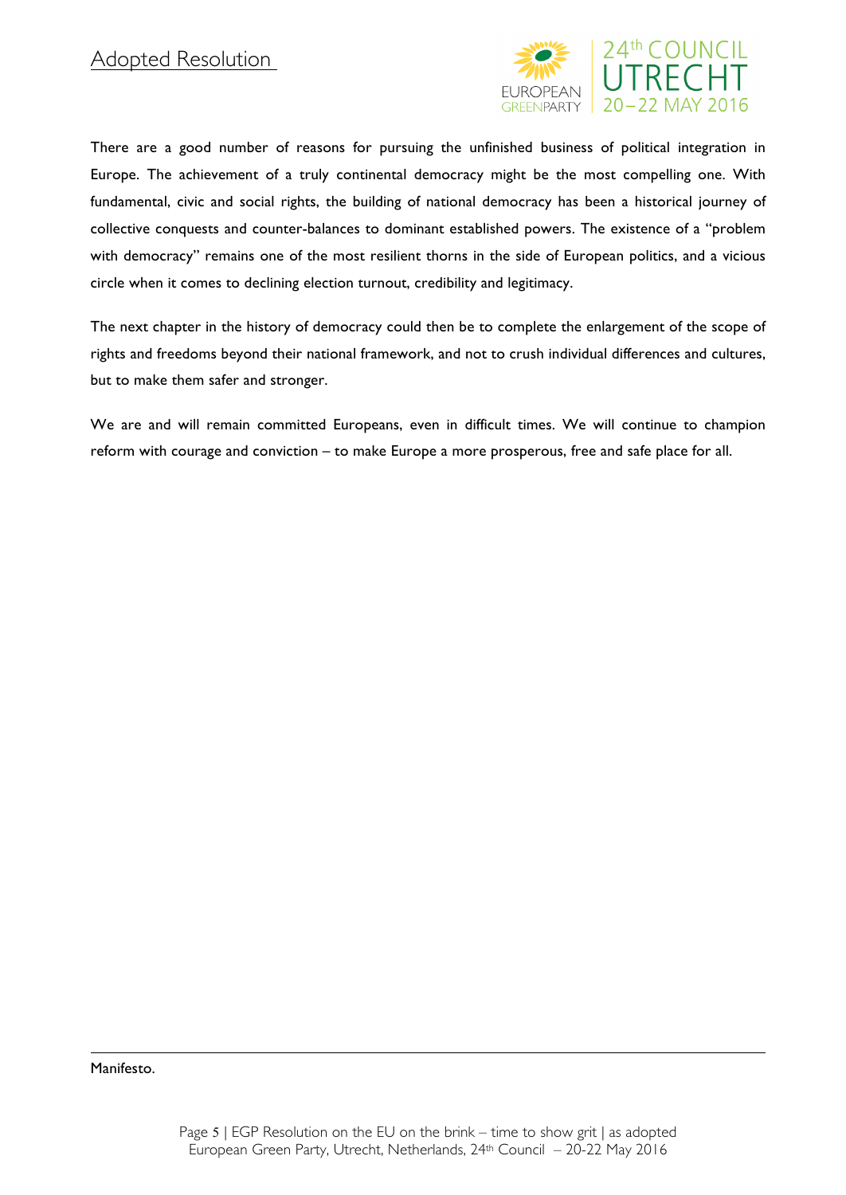There are a good number of reasons for pursuing the unfinished business of political integration in Europe. The achievement of a truly continental democracy might be the most compelling one. With fundamental, civic and social rights, the building of national democracy has been a historical journey of collective conquests and counter-balances to dominant established powers. The existence of a "problem with democracy" remains one of the most resilient thorns in the side of European politics, and a vicious circle when it comes to declining election turnout, credibility and legitimacy.

The next chapter in the history of democracy could then be to complete the enlargement of the scope of rights and freedoms beyond their national framework, and not to crush individual differences and cultures, but to make them safer and stronger.

We are and will remain committed Europeans, even in difficult times. We will continue to champion reform with courage and conviction – to make Europe a more prosperous, free and safe place for all.

---

Manifesto.